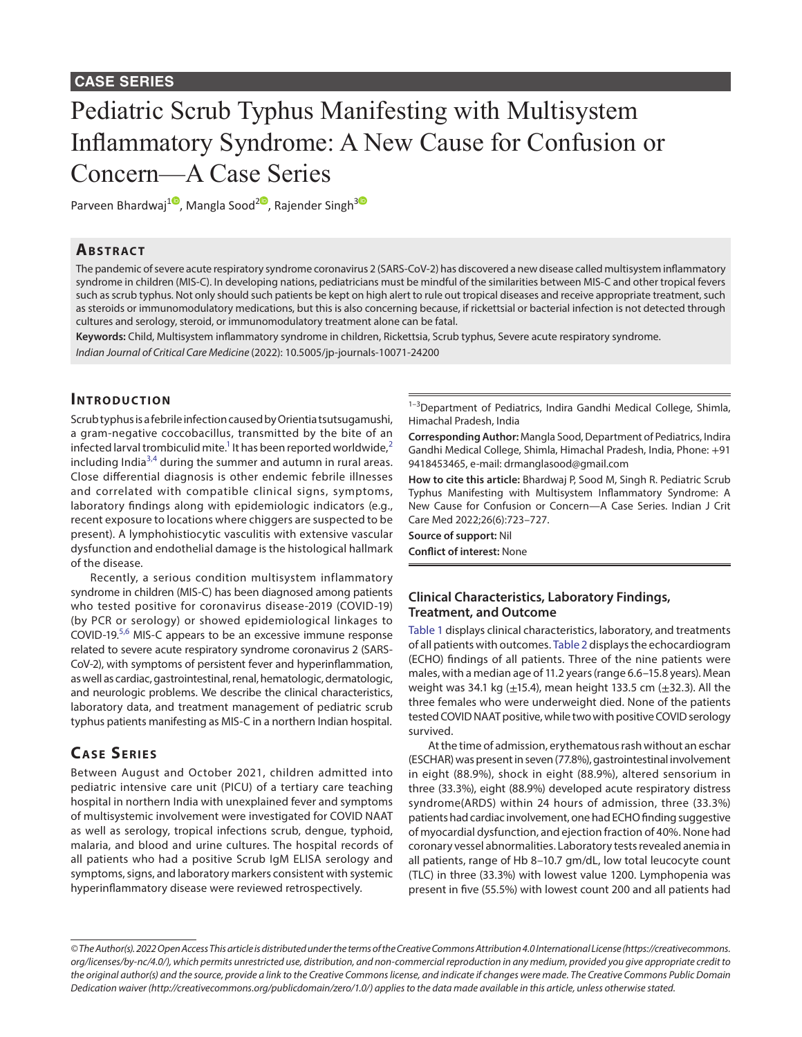CASE SERIES

# Pediatric Scrub Typhus Manifesting with Multisystem Inflammatory Syndrome: A New Cause for Confusion or Concern—A Case Series

Parveen Bhardwaj[1], Mangla Sood[2], Rajender Singh[3]

## Abstract

The pandemic of severe acute respiratory syndrome coronavirus 2 (SARS-CoV-2) has discovered a new disease called multisystem inflammatory syndrome in children (MIS-C). In developing nations, pediatricians must be mindful of the similarities between MIS-C and other tropical fevers such as scrub typhus. Not only should such patients be kept on high alert to rule out tropical diseases and receive appropriate treatment, such as steroids or immunomodulatory medications, but this is also concerning because, if rickettsial or bacterial infection is not detected through cultures and serology, steroid, or immunomodulatory treatment alone can be fatal.

**Keywords:** Child, Multisystem inflammatory syndrome in children, Rickettsia, Scrub typhus, Severe acute respiratory syndrome.

*Indian Journal of Critical Care Medicine* (2022): 10.5005/jp-journals-10071-24200

## Introduction

Scrub typhus is a febrile infection caused by Orientia tsutsugamushi, a gram-negative coccobacillus, transmitted by the bite of an infected larval trombiculid mite.[1] It has been reported worldwide,[2] including India[3,4] during the summer and autumn in rural areas. Close differential diagnosis is other endemic febrile illnesses and correlated with compatible clinical signs, symptoms, laboratory findings along with epidemiologic indicators (e.g., recent exposure to locations where chiggers are suspected to be present). A lymphohistiocytic vasculitis with extensive vascular dysfunction and endothelial damage is the histological hallmark of the disease.

Recently, a serious condition multisystem inflammatory syndrome in children (MIS-C) has been diagnosed among patients who tested positive for coronavirus disease-2019 (COVID-19) (by PCR or serology) or showed epidemiological linkages to COVID-19.[5,6] MIS-C appears to be an excessive immune response related to severe acute respiratory syndrome coronavirus 2 (SARS-CoV-2), with symptoms of persistent fever and hyperinflammation, as well as cardiac, gastrointestinal, renal, hematologic, dermatologic, and neurologic problems. We describe the clinical characteristics, laboratory data, and treatment management of pediatric scrub typhus patients manifesting as MIS-C in a northern Indian hospital.

## Case Series

Between August and October 2021, children admitted into pediatric intensive care unit (PICU) of a tertiary care teaching hospital in northern India with unexplained fever and symptoms of multisystemic involvement were investigated for COVID NAAT as well as serology, tropical infections scrub, dengue, typhoid, malaria, and blood and urine cultures. The hospital records of all patients who had a positive Scrub IgM ELISA serology and symptoms, signs, and laboratory markers consistent with systemic hyperinflammatory disease were reviewed retrospectively.

[1–3]Department of Pediatrics, Indira Gandhi Medical College, Shimla, Himachal Pradesh, India

**Corresponding Author:** Mangla Sood, Department of Pediatrics, Indira Gandhi Medical College, Shimla, Himachal Pradesh, India, Phone: +91 9418453465, e-mail: drmanglasood@gmail.com

**How to cite this article:** Bhardwaj P, Sood M, Singh R. Pediatric Scrub Typhus Manifesting with Multisystem Inflammatory Syndrome: A New Cause for Confusion or Concern—A Case Series. Indian J Crit Care Med 2022;26(6):723–727.

**Source of support:** Nil

**Conflict of interest:** None

### Clinical Characteristics, Laboratory Findings, Treatment, and Outcome

Table 1 displays clinical characteristics, laboratory, and treatments of all patients with outcomes. Table 2 displays the echocardiogram (ECHO) findings of all patients. Three of the nine patients were males, with a median age of 11.2 years (range 6.6–15.8 years). Mean weight was 34.1 kg (±15.4), mean height 133.5 cm (±32.3). All the three females who were underweight died. None of the patients tested COVID NAAT positive, while two with positive COVID serology survived.

At the time of admission, erythematous rash without an eschar (ESCHAR) was present in seven (77.8%), gastrointestinal involvement in eight (88.9%), shock in eight (88.9%), altered sensorium in three (33.3%), eight (88.9%) developed acute respiratory distress syndrome(ARDS) within 24 hours of admission, three (33.3%) patients had cardiac involvement, one had ECHO finding suggestive of myocardial dysfunction, and ejection fraction of 40%. None had coronary vessel abnormalities. Laboratory tests revealed anemia in all patients, range of Hb 8–10.7 gm/dL, low total leucocyte count (TLC) in three (33.3%) with lowest value 1200. Lymphopenia was present in five (55.5%) with lowest count 200 and all patients had

*© The Author(s). 2022 Open Access This article is distributed under the terms of the Creative Commons Attribution 4.0 International License (https://creativecommons.org/licenses/by-nc/4.0/), which permits unrestricted use, distribution, and non-commercial reproduction in any medium, provided you give appropriate credit to the original author(s) and the source, provide a link to the Creative Commons license, and indicate if changes were made. The Creative Commons Public Domain Dedication waiver (http://creativecommons.org/publicdomain/zero/1.0/) applies to the data made available in this article, unless otherwise stated.*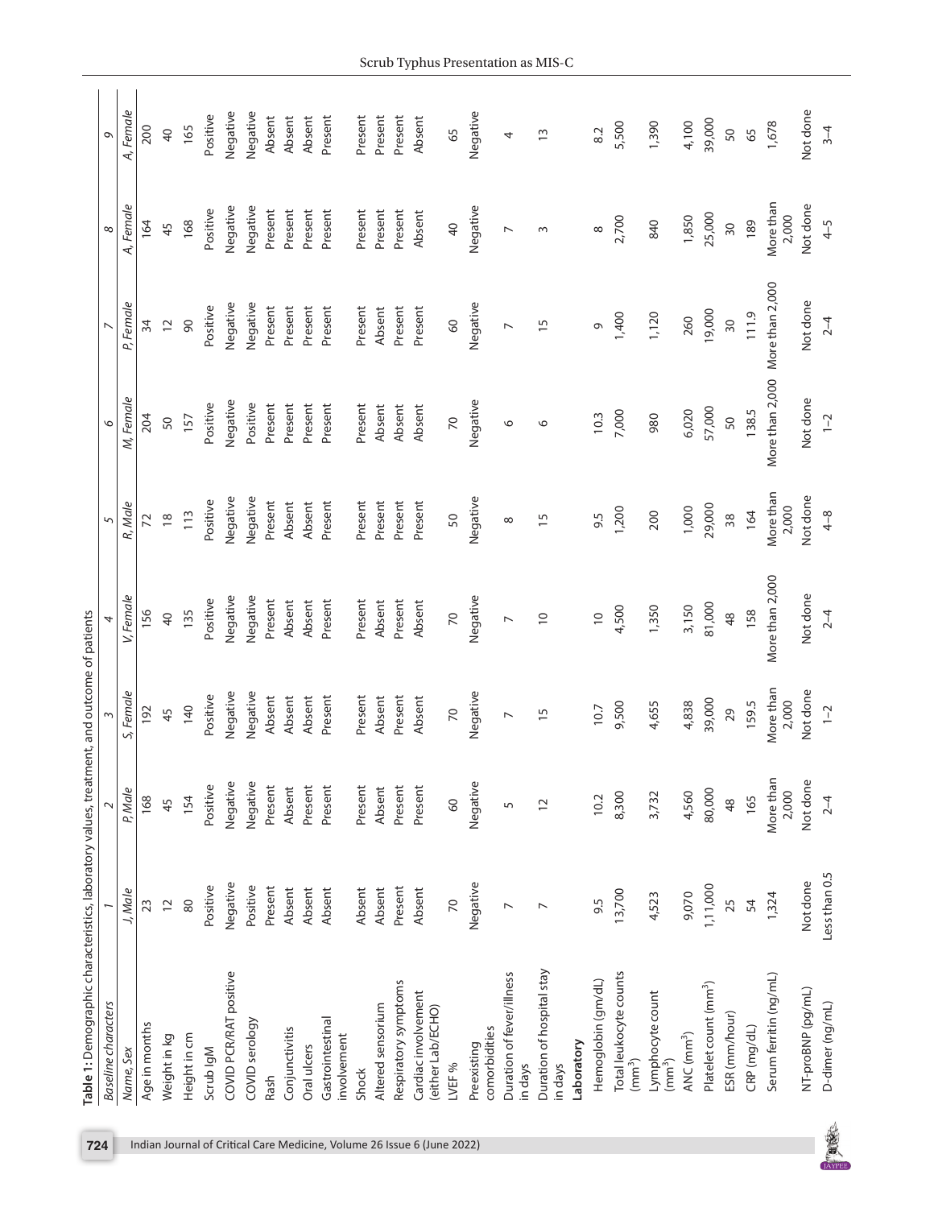**Table 1:** Demographic characteristics, laboratory values, treatment, and outcome of patients

| *Baseline characters* | *1* | *2* | *3* | *4* | *5* | *6* | *7* | *8* | *9* |
|---|---|---|---|---|---|---|---|---|---|
| Name, Sex | *J, Male* | *P, Male* | *S, Female* | *V, Female* | *R, Male* | *M, Female* | *P, Female* | *A, Female* | *A, Female* |
| Age in months | 23 | 168 | 192 | 156 | 72 | 204 | 34 | 164 | 200 |
| Weight in kg | 12 | 45 | 45 | 40 | 18 | 50 | 12 | 45 | 40 |
| Height in cm | 80 | 154 | 140 | 135 | 113 | 157 | 90 | 168 | 165 |
| Scrub IgM | Positive | Positive | Positive | Positive | Positive | Positive | Positive | Positive | Positive |
| COVID PCR/RAT positive | Negative | Negative | Negative | Negative | Negative | Negative | Negative | Negative | Negative |
| COVID serology | Positive | Negative | Negative | Negative | Negative | Positive | Negative | Negative | Negative |
| Rash | Present | Present | Absent | Present | Present | Present | Present | Present | Absent |
| Conjunctivitis | Absent | Absent | Absent | Absent | Absent | Present | Present | Present | Absent |
| Oral ulcers | Absent | Present | Absent | Absent | Absent | Present | Present | Present | Absent |
| Gastrointestinal involvement | Absent | Present | Present | Present | Present | Present | Present | Present | Present |
| Shock | Absent | Present | Present | Present | Present | Present | Present | Present | Present |
| Altered sensorium | Absent | Absent | Absent | Absent | Present | Absent | Absent | Present | Present |
| Respiratory symptoms | Present | Present | Present | Present | Present | Absent | Present | Present | Present |
| Cardiac involvement (either Lab/ECHO) | Absent | Present | Absent | Absent | Present | Absent | Present | Absent | Absent |
| LVEF % | 70 | 60 | 70 | 70 | 50 | 70 | 60 | 40 | 65 |
| Preexisting comorbidities | Negative | Negative | Negative | Negative | Negative | Negative | Negative | Negative | Negative |
| Duration of fever/illness in days | 7 | 5 | 7 | 7 | 8 | 6 | 7 | 7 | 4 |
| Duration of hospital stay in days | 7 | 12 | 15 | 10 | 15 | 6 | 15 | 3 | 13 |
| **Laboratory** | | | | | | | | | |
| Hemoglobin (gm/dL) | 9.5 | 10.2 | 10.7 | 10 | 9.5 | 10.3 | 9 | 8 | 8.2 |
| Total leukocyte counts ($mm^3$) | 13,700 | 8,300 | 9,500 | 4,500 | 1,200 | 7,000 | 1,400 | 2,700 | 5,500 |
| Lymphocyte count ($mm^3$) | 4,523 | 3,732 | 4,655 | 1,350 | 200 | 980 | 1,120 | 840 | 1,390 |
| ANC ($mm^3$) | 9,070 | 4,560 | 4,838 | 3,150 | 1,000 | 6,020 | 260 | 1,850 | 4,100 |
| Platelet count ($mm^3$) | 1,11,000 | 80,000 | 39,000 | 81,000 | 29,000 | 57,000 | 19,000 | 25,000 | 39,000 |
| ESR (mm/hour) | 25 | 48 | 29 | 48 | 38 | 50 | 30 | 30 | 50 |
| CRP (mg/dL) | 54 | 165 | 159.5 | 158 | 164 | 138.5 | 111.9 | 189 | 65 |
| Serum ferritin (ng/mL) | 1,324 | More than 2,000 | More than 2,000 | More than 2,000 | More than 2,000 | More than 2,000 | More than 2,000 | More than 2,000 | 1,678 |
| NT-proBNP (pg/mL) | Not done | Not done | Not done | Not done | Not done | Not done | Not done | Not done | Not done |
| D-dimer (ng/mL) | Less than 0.5 | 2–4 | 1–2 | 2–4 | 4–8 | 1–2 | 2–4 | 4–5 | 3–4 |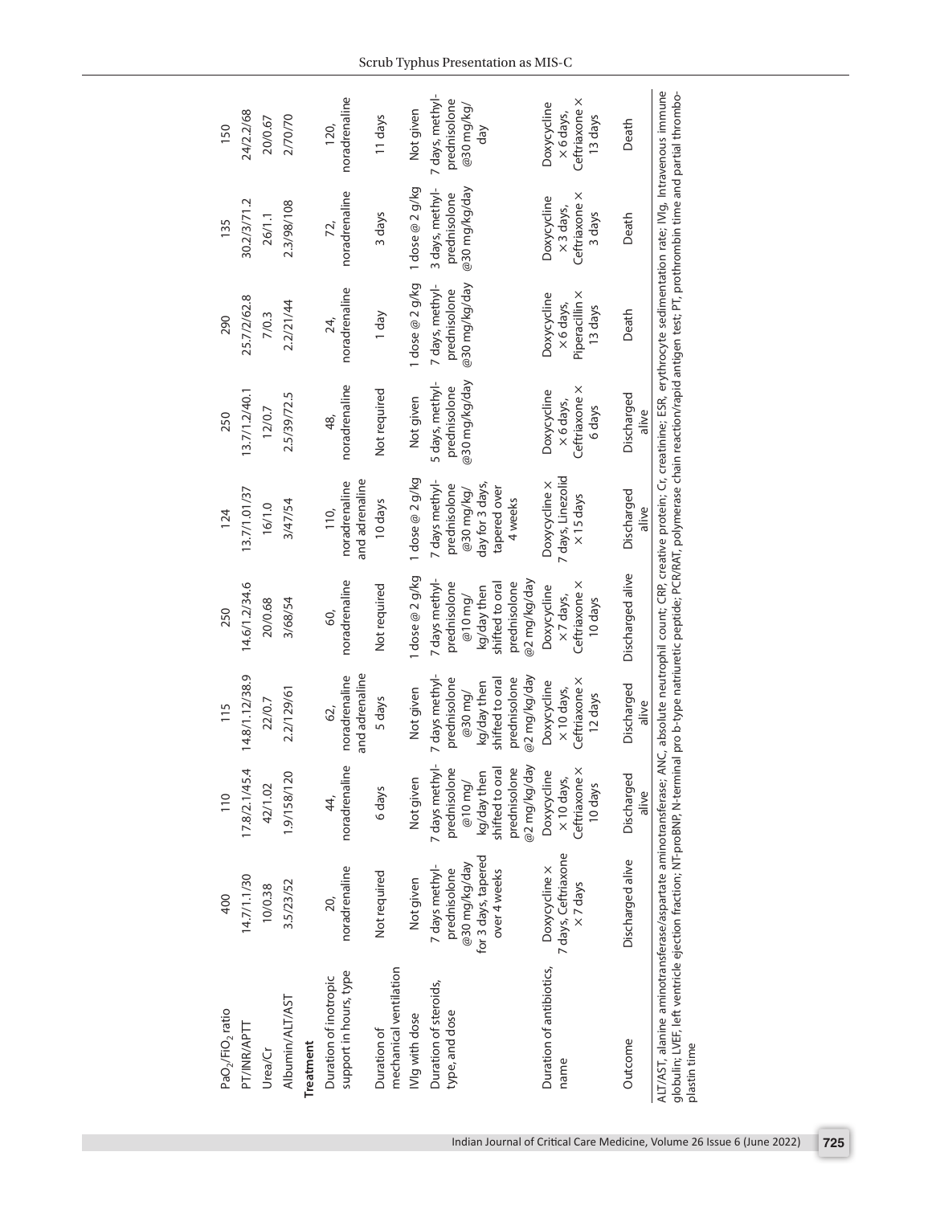| | | | | | | | | | |
|---|---|---|---|---|---|---|---|---|---|
| $PaO_2/FiO_2$ ratio | 400 | 110 | 115 | 250 | 124 | 250 | 290 | 135 | 150 |
| PT/INR/APTT | 14.7/1.1/30 | 17.8/2.1/45.4 | 14.8/1.12/38.9 | 14.6/1.2/34.6 | 13.7/1.01/37 | 13.7/1.2/40.1 | 25.7/2/62.8 | 30.2/3/71.2 | 24/2.2/68 |
| Urea/Cr | 10/0.38 | 42/1.02 | 22/0.7 | 20/0.68 | 16/1.0 | 12/0.7 | 7/0.3 | 26/1.1 | 20/0.67 |
| Albumin/ALT/AST | 3.5/23/52 | 1.9/158/120 | 2.2/129/61 | 3/68/54 | 3/47/54 | 2.5/39/72.5 | 2.2/21/44 | 2.3/98/108 | 2/70/70 |
| **Treatment** | | | | | | | | | |
| Duration of inotropic support in hours, type | 20, noradrenaline | 44, noradrenaline | 62, noradrenaline and adrenaline | 60, noradrenaline | 110, noradrenaline and adrenaline | 48, noradrenaline | 24, noradrenaline | 72, noradrenaline | 120, noradrenaline |
| Duration of mechanical ventilation | Not required | 6 days | 5 days | Not required | 10 days | Not required | 1 day | 3 days | 11 days |
| IVIg with dose | Not given | Not given | Not given | 1 dose @ 2 g/kg | 1 dose @ 2 g/kg | Not given | 1 dose @ 2 g/kg | 1 dose @ 2 g/kg | Not given |
| Duration of steroids, type, and dose | 7 days methyl-prednisolone @30 mg/kg/day for 3 days, tapered over 4 weeks | 7 days methyl-prednisolone @10 mg/kg/day then shifted to oral prednisolone @2 mg/kg/day | 7 days methyl-prednisolone @30 mg/kg/day then shifted to oral prednisolone @2 mg/kg/day | 7 days methyl-prednisolone @10 mg/kg/day then shifted to oral prednisolone @2 mg/kg/day | 7 days methyl-prednisolone @30 mg/kg/day for 3 days, tapered over 4 weeks | 5 days, methyl-prednisolone @30 mg/kg/day | 7 days, methyl-prednisolone @30 mg/kg/day | 3 days, methyl-prednisolone @30 mg/kg/day | 7 days, methyl-prednisolone @30 mg/kg/day |
| Duration of antibiotics, name | Doxycycline × 7 days, Ceftriaxone × 7 days | Doxycycline × 10 days, Ceftriaxone × 10 days | Doxycycline × 10 days, Ceftriaxone × 12 days | Doxycycline × 7 days, Ceftriaxone × 10 days | Doxycycline × 7 days, Linezolid × 15 days | Doxycycline × 6 days, Ceftriaxone × 6 days | Doxycycline × 6 days, Piperacillin × 13 days | Doxycycline × 3 days, Ceftriaxone × 3 days | Doxycycline × 6 days, Ceftriaxone × 13 days |
| Outcome | Discharged alive | Discharged alive | Discharged alive | Discharged alive | Discharged alive | Discharged alive | Death | Death | Death |

ALT/AST, alanine aminotransferase/aspartate aminotransferase; ANC, absolute neutrophil count; CRP, creative protein; Cr, creatinine; ESR, erythrocyte sedimentation rate; IVIg, Intravenous immune globulin; LVEF, left ventricle ejection fraction; NT-proBNP, N-terminal pro b-type natriuretic peptide; PCR/RAT, polymerase chain reaction/rapid antigen test; PT, prothrombin time and partial thromboplastin time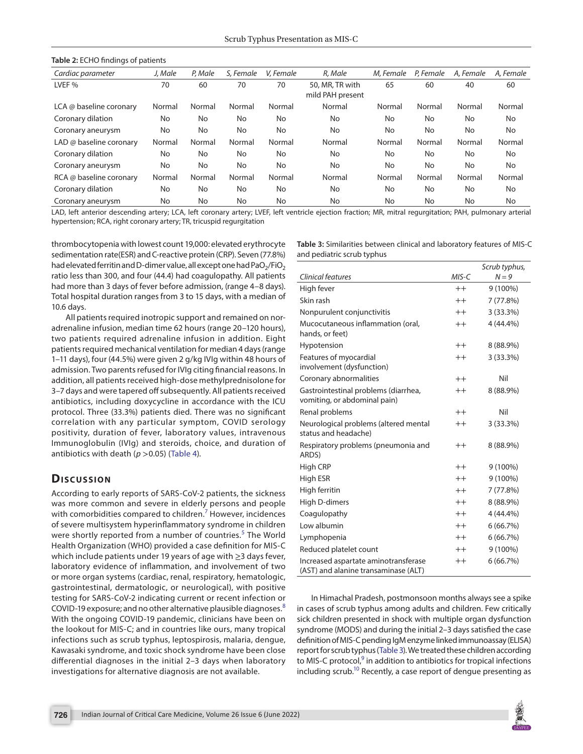**Table 2:** ECHO findings of patients

| Cardiac parameter | J, Male | P, Male | S, Female | V, Female | R, Male | M, Female | P, Female | A, Female | A, Female |
|---|---|---|---|---|---|---|---|---|---|
| LVEF % | 70 | 60 | 70 | 70 | 50, MR, TR with mild PAH present | 65 | 60 | 40 | 60 |
| LCA @ baseline coronary | Normal | Normal | Normal | Normal | Normal | Normal | Normal | Normal | Normal |
| Coronary dilation | No | No | No | No | No | No | No | No | No |
| Coronary aneurysm | No | No | No | No | No | No | No | No | No |
| LAD @ baseline coronary | Normal | Normal | Normal | Normal | Normal | Normal | Normal | Normal | Normal |
| Coronary dilation | No | No | No | No | No | No | No | No | No |
| Coronary aneurysm | No | No | No | No | No | No | No | No | No |
| RCA @ baseline coronary | Normal | Normal | Normal | Normal | Normal | Normal | Normal | Normal | Normal |
| Coronary dilation | No | No | No | No | No | No | No | No | No |
| Coronary aneurysm | No | No | No | No | No | No | No | No | No |

LAD, left anterior descending artery; LCA, left coronary artery; LVEF, left ventricle ejection fraction; MR, mitral regurgitation; PAH, pulmonary arterial hypertension; RCA, right coronary artery; TR, tricuspid regurgitation

thrombocytopenia with lowest count 19,000: elevated erythrocyte sedimentation rate(ESR) and C-reactive protein (CRP). Seven (77.8%) had elevated ferritin and D-dimer value, all except one had $PaO_2/FiO_2$ ratio less than 300, and four (44.4) had coagulopathy. All patients had more than 3 days of fever before admission, (range 4–8 days). Total hospital duration ranges from 3 to 15 days, with a median of 10.6 days.

All patients required inotropic support and remained on noradrenaline infusion, median time 62 hours (range 20–120 hours), two patients required adrenaline infusion in addition. Eight patients required mechanical ventilation for median 4 days (range 1–11 days), four (44.5%) were given 2 g/kg IVIg within 48 hours of admission. Two parents refused for IVIg citing financial reasons. In addition, all patients received high-dose methylprednisolone for 3–7 days and were tapered off subsequently. All patients received antibiotics, including doxycycline in accordance with the ICU protocol. Three (33.3%) patients died. There was no significant correlation with any particular symptom, COVID serology positivity, duration of fever, laboratory values, intravenous Immunoglobulin (IVIg) and steroids, choice, and duration of antibiotics with death ($p > 0.05$) (Table 4).

## Discussion

According to early reports of SARS-CoV-2 patients, the sickness was more common and severe in elderly persons and people with comorbidities compared to children.[7] However, incidences of severe multisystem hyperinflammatory syndrome in children were shortly reported from a number of countries.[5] The World Health Organization (WHO) provided a case definition for MIS-C which include patients under 19 years of age with ≥3 days fever, laboratory evidence of inflammation, and involvement of two or more organ systems (cardiac, renal, respiratory, hematologic, gastrointestinal, dermatologic, or neurological), with positive testing for SARS-CoV-2 indicating current or recent infection or COVID-19 exposure; and no other alternative plausible diagnoses.[8] With the ongoing COVID-19 pandemic, clinicians have been on the lookout for MIS-C; and in countries like ours, many tropical infections such as scrub typhus, leptospirosis, malaria, dengue, Kawasaki syndrome, and toxic shock syndrome have been close differential diagnoses in the initial 2–3 days when laboratory investigations for alternative diagnosis are not available.

**Table 3:** Similarities between clinical and laboratory features of MIS-C and pediatric scrub typhus

| Clinical features | MIS-C | Scrub typhus, N = 9 |
|---|---|---|
| High fever | ++ | 9 (100%) |
| Skin rash | ++ | 7 (77.8%) |
| Nonpurulent conjunctivitis | ++ | 3 (33.3%) |
| Mucocutaneous inflammation (oral, hands, or feet) | ++ | 4 (44.4%) |
| Hypotension | ++ | 8 (88.9%) |
| Features of myocardial involvement (dysfunction) | ++ | 3 (33.3%) |
| Coronary abnormalities | ++ | Nil |
| Gastrointestinal problems (diarrhea, vomiting, or abdominal pain) | ++ | 8 (88.9%) |
| Renal problems | ++ | Nil |
| Neurological problems (altered mental status and headache) | ++ | 3 (33.3%) |
| Respiratory problems (pneumonia and ARDS) | ++ | 8 (88.9%) |
| High CRP | ++ | 9 (100%) |
| High ESR | ++ | 9 (100%) |
| High ferritin | ++ | 7 (77.8%) |
| High D-dimers | ++ | 8 (88.9%) |
| Coagulopathy | ++ | 4 (44.4%) |
| Low albumin | ++ | 6 (66.7%) |
| Lymphopenia | ++ | 6 (66.7%) |
| Reduced platelet count | ++ | 9 (100%) |
| Increased aspartate aminotransferase (AST) and alanine transaminase (ALT) | ++ | 6 (66.7%) |

In Himachal Pradesh, postmonsoon months always see a spike in cases of scrub typhus among adults and children. Few critically sick children presented in shock with multiple organ dysfunction syndrome (MODS) and during the initial 2–3 days satisfied the case definition of MIS-C pending IgM enzyme linked immunoassay (ELISA) report for scrub typhus (Table 3). We treated these children according to MIS-C protocol,[9] in addition to antibiotics for tropical infections including scrub.[10] Recently, a case report of dengue presenting as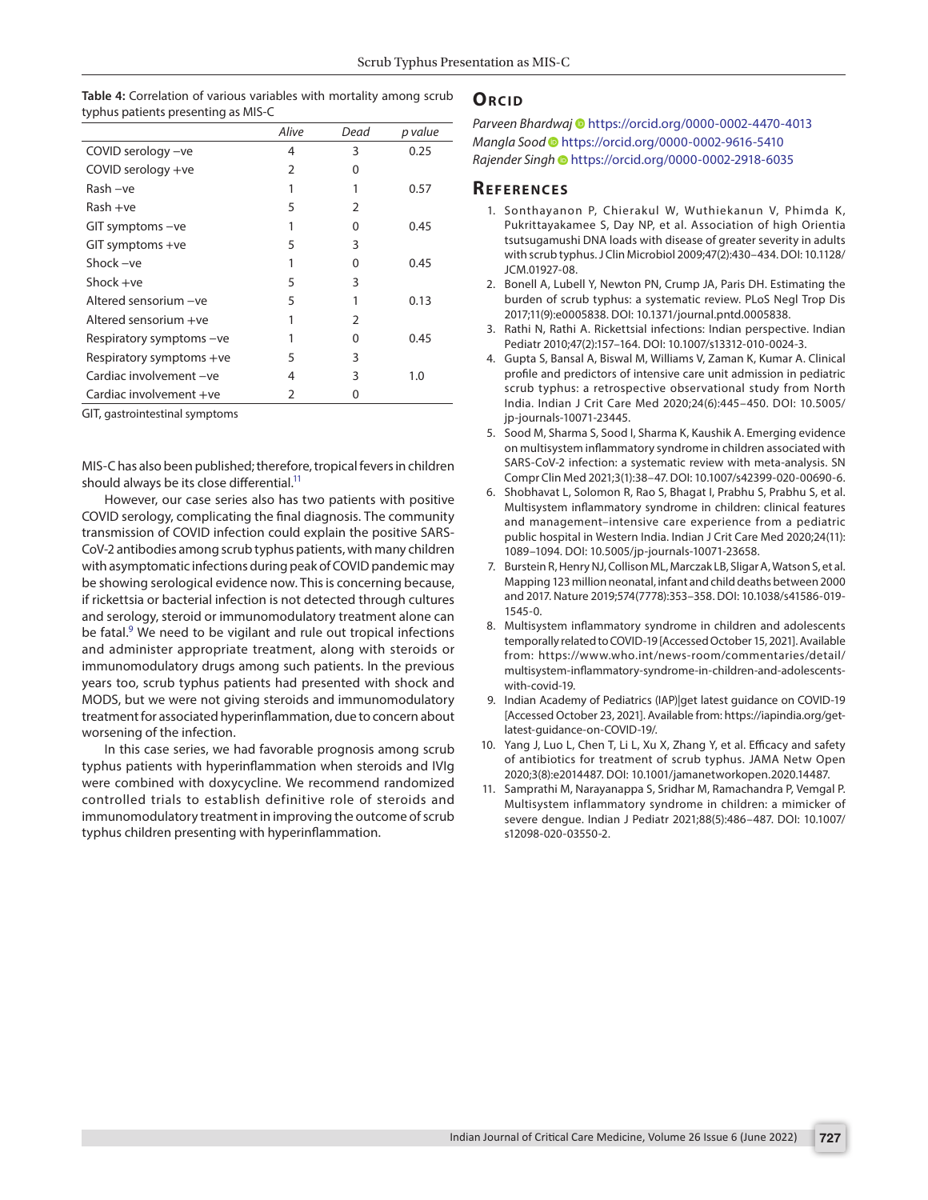**Table 4:** Correlation of various variables with mortality among scrub typhus patients presenting as MIS-C

| | Alive | Dead | p value |
|---|---|---|---|
| COVID serology −ve | 4 | 3 | 0.25 |
| COVID serology +ve | 2 | 0 | |
| Rash −ve | 1 | 1 | 0.57 |
| Rash +ve | 5 | 2 | |
| GIT symptoms −ve | 1 | 0 | 0.45 |
| GIT symptoms +ve | 5 | 3 | |
| Shock −ve | 1 | 0 | 0.45 |
| Shock +ve | 5 | 3 | |
| Altered sensorium −ve | 5 | 1 | 0.13 |
| Altered sensorium +ve | 1 | 2 | |
| Respiratory symptoms −ve | 1 | 0 | 0.45 |
| Respiratory symptoms +ve | 5 | 3 | |
| Cardiac involvement −ve | 4 | 3 | 1.0 |
| Cardiac involvement +ve | 2 | 0 | |

GIT, gastrointestinal symptoms

MIS-C has also been published; therefore, tropical fevers in children should always be its close differential.[11]

However, our case series also has two patients with positive COVID serology, complicating the final diagnosis. The community transmission of COVID infection could explain the positive SARS-CoV-2 antibodies among scrub typhus patients, with many children with asymptomatic infections during peak of COVID pandemic may be showing serological evidence now. This is concerning because, if rickettsia or bacterial infection is not detected through cultures and serology, steroid or immunomodulatory treatment alone can be fatal.[9] We need to be vigilant and rule out tropical infections and administer appropriate treatment, along with steroids or immunomodulatory drugs among such patients. In the previous years too, scrub typhus patients had presented with shock and MODS, but we were not giving steroids and immunomodulatory treatment for associated hyperinflammation, due to concern about worsening of the infection.

In this case series, we had favorable prognosis among scrub typhus patients with hyperinflammation when steroids and IVIg were combined with doxycycline. We recommend randomized controlled trials to establish definitive role of steroids and immunomodulatory treatment in improving the outcome of scrub typhus children presenting with hyperinflammation.

## Orcid

*Parveen Bhardwaj* https://orcid.org/0000-0002-4470-4013
*Mangla Sood* https://orcid.org/0000-0002-9616-5410
*Rajender Singh* https://orcid.org/0000-0002-2918-6035

## References

1. Sonthayanon P, Chierakul W, Wuthiekanun V, Phimda K, Pukrittayakamee S, Day NP, et al. Association of high Orientia tsutsugamushi DNA loads with disease of greater severity in adults with scrub typhus. J Clin Microbiol 2009;47(2):430–434. DOI: 10.1128/JCM.01927-08.
2. Bonell A, Lubell Y, Newton PN, Crump JA, Paris DH. Estimating the burden of scrub typhus: a systematic review. PLoS Negl Trop Dis 2017;11(9):e0005838. DOI: 10.1371/journal.pntd.0005838.
3. Rathi N, Rathi A. Rickettsial infections: Indian perspective. Indian Pediatr 2010;47(2):157–164. DOI: 10.1007/s13312-010-0024-3.
4. Gupta S, Bansal A, Biswal M, Williams V, Zaman K, Kumar A. Clinical profile and predictors of intensive care unit admission in pediatric scrub typhus: a retrospective observational study from North India. Indian J Crit Care Med 2020;24(6):445–450. DOI: 10.5005/jp-journals-10071-23445.
5. Sood M, Sharma S, Sood I, Sharma K, Kaushik A. Emerging evidence on multisystem inflammatory syndrome in children associated with SARS-CoV-2 infection: a systematic review with meta-analysis. SN Compr Clin Med 2021;3(1):38–47. DOI: 10.1007/s42399-020-00690-6.
6. Shobhavat L, Solomon R, Rao S, Bhagat I, Prabhu S, Prabhu S, et al. Multisystem inflammatory syndrome in children: clinical features and management–intensive care experience from a pediatric public hospital in Western India. Indian J Crit Care Med 2020;24(11):1089–1094. DOI: 10.5005/jp-journals-10071-23658.
7. Burstein R, Henry NJ, Collison ML, Marczak LB, Sligar A, Watson S, et al. Mapping 123 million neonatal, infant and child deaths between 2000 and 2017. Nature 2019;574(7778):353–358. DOI: 10.1038/s41586-019-1545-0.
8. Multisystem inflammatory syndrome in children and adolescents temporally related to COVID-19 [Accessed October 15, 2021]. Available from: https://www.who.int/news-room/commentaries/detail/multisystem-inflammatory-syndrome-in-children-and-adolescents-with-covid-19.
9. Indian Academy of Pediatrics (IAP)|get latest guidance on COVID-19 [Accessed October 23, 2021]. Available from: https://iapindia.org/get-latest-guidance-on-COVID-19/.
10. Yang J, Luo L, Chen T, Li L, Xu X, Zhang Y, et al. Efficacy and safety of antibiotics for treatment of scrub typhus. JAMA Netw Open 2020;3(8):e2014487. DOI: 10.1001/jamanetworkopen.2020.14487.
11. Samprathi M, Narayanappa S, Sridhar M, Ramachandra P, Vemgal P. Multisystem inflammatory syndrome in children: a mimicker of severe dengue. Indian J Pediatr 2021;88(5):486–487. DOI: 10.1007/s12098-020-03550-2.